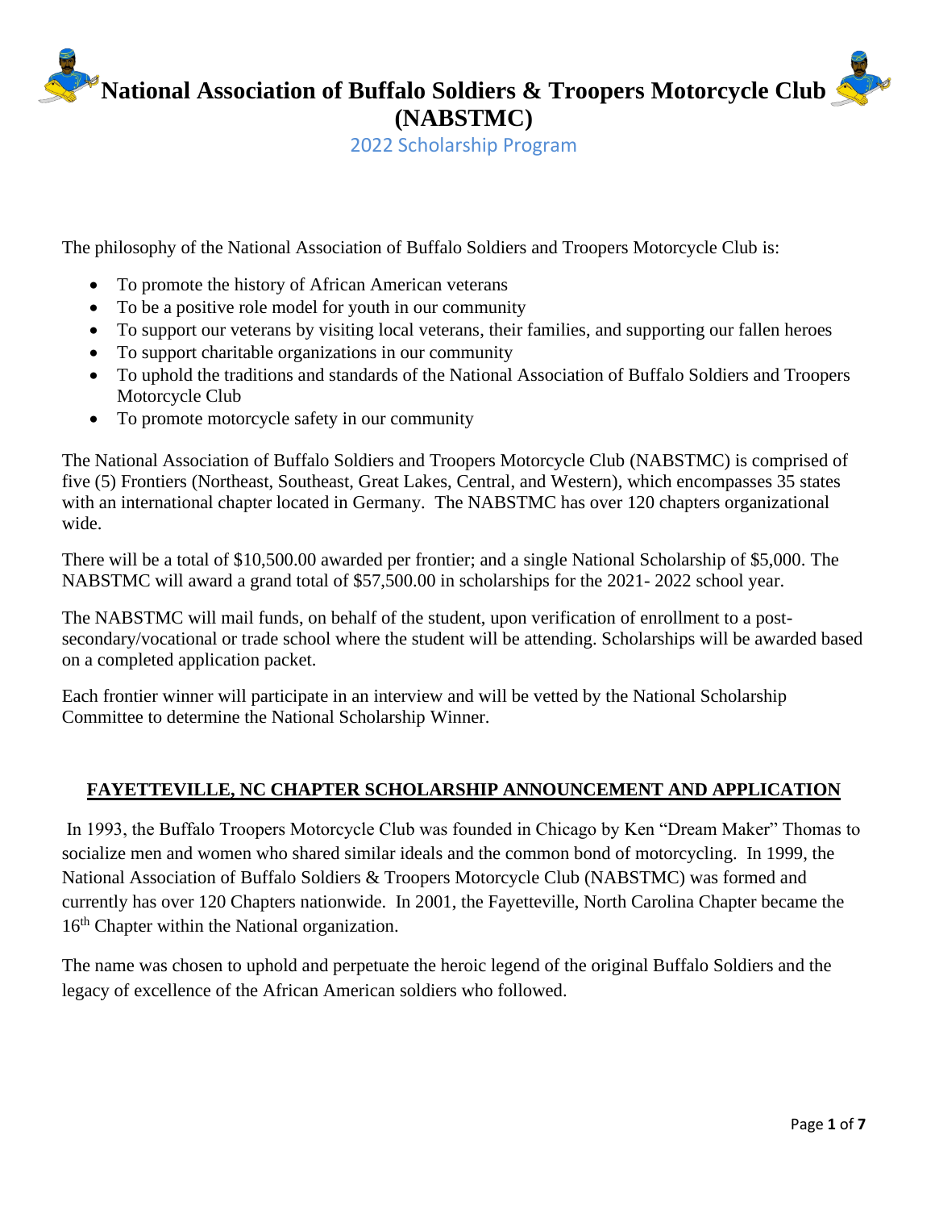# National Association of Buffalo Soldiers & Troopers Motorcycle Club (NABSTMC)

2022 Scholarship Program

The philosophy of the National Association of Buffalo Soldiers and Troopers Motorcycle Club is:

- To promote the history of African American veterans
- To be a positive role model for youth in our community
- To support our veterans by visiting local veterans, their families, and supporting our fallen heroes
- To support charitable organizations in our community
- To uphold the traditions and standards of the National Association of Buffalo Soldiers and Troopers Motorcycle Club
- To promote motorcycle safety in our community

The National Association of Buffalo Soldiers and Troopers Motorcycle Club (NABSTMC) is comprised of five (5) Frontiers (Northeast, Southeast, Great Lakes, Central, and Western), which encompasses 35 states with an international chapter located in Germany. The NABSTMC has over 120 chapters organizational wide.

There will be a total of $10,500.00 awarded per frontier; and a single National Scholarship of $5,000. The NABSTMC will award a grand total of $57,500.00 in scholarships for the 2021- 2022 school year.

The NABSTMC will mail funds, on behalf of the student, upon verification of enrollment to a post-secondary/vocational or trade school where the student will be attending. Scholarships will be awarded based on a completed application packet.

Each frontier winner will participate in an interview and will be vetted by the National Scholarship Committee to determine the National Scholarship Winner.

## FAYETTEVILLE, NC CHAPTER SCHOLARSHIP ANNOUNCEMENT AND APPLICATION

In 1993, the Buffalo Troopers Motorcycle Club was founded in Chicago by Ken "Dream Maker" Thomas to socialize men and women who shared similar ideals and the common bond of motorcycling. In 1999, the National Association of Buffalo Soldiers & Troopers Motorcycle Club (NABSTMC) was formed and currently has over 120 Chapters nationwide. In 2001, the Fayetteville, North Carolina Chapter became the 16th Chapter within the National organization.

The name was chosen to uphold and perpetuate the heroic legend of the original Buffalo Soldiers and the legacy of excellence of the African American soldiers who followed.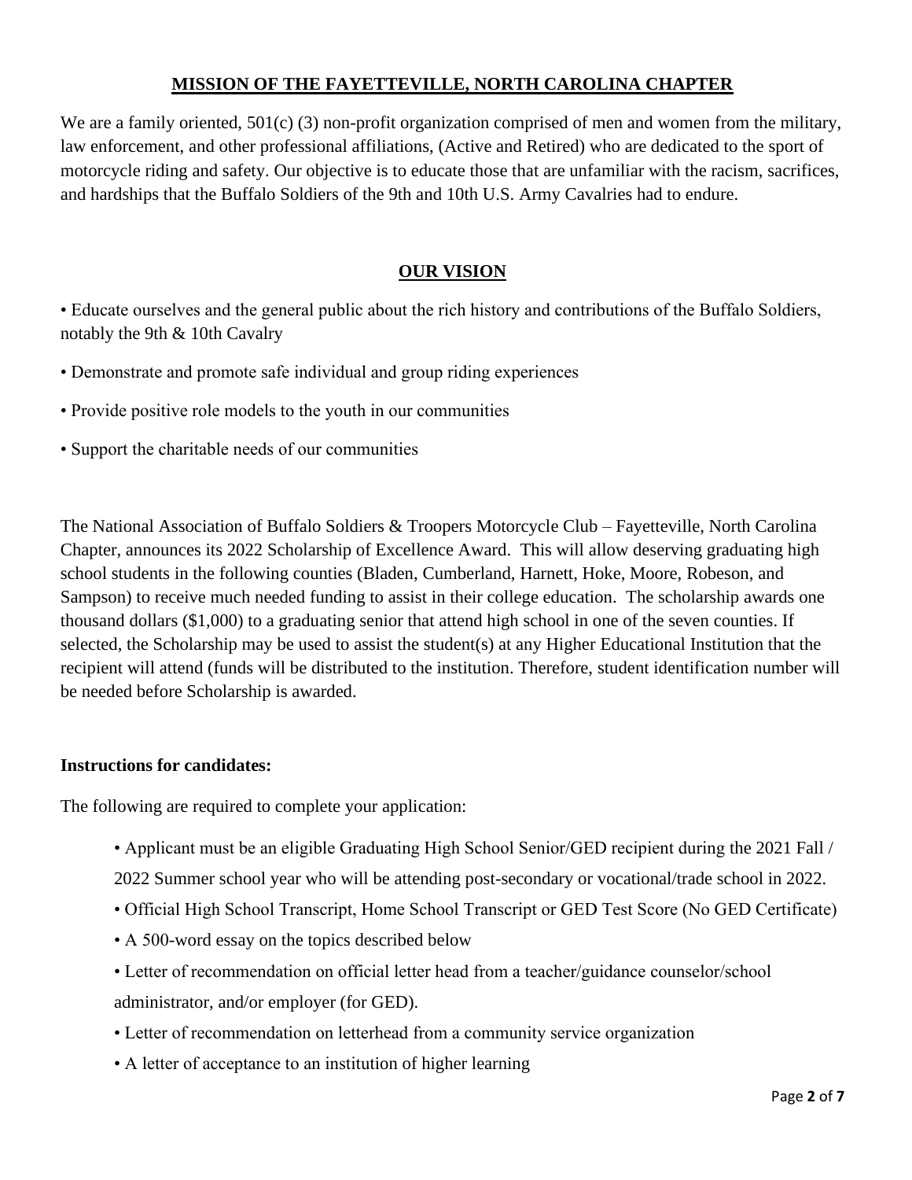## MISSION OF THE FAYETTEVILLE, NORTH CAROLINA CHAPTER

We are a family oriented, 501(c) (3) non-profit organization comprised of men and women from the military, law enforcement, and other professional affiliations, (Active and Retired) who are dedicated to the sport of motorcycle riding and safety. Our objective is to educate those that are unfamiliar with the racism, sacrifices, and hardships that the Buffalo Soldiers of the 9th and 10th U.S. Army Cavalries had to endure.

## OUR VISION

- Educate ourselves and the general public about the rich history and contributions of the Buffalo Soldiers, notably the 9th & 10th Cavalry
- Demonstrate and promote safe individual and group riding experiences
- Provide positive role models to the youth in our communities
- Support the charitable needs of our communities

The National Association of Buffalo Soldiers & Troopers Motorcycle Club – Fayetteville, North Carolina Chapter, announces its 2022 Scholarship of Excellence Award. This will allow deserving graduating high school students in the following counties (Bladen, Cumberland, Harnett, Hoke, Moore, Robeson, and Sampson) to receive much needed funding to assist in their college education. The scholarship awards one thousand dollars ($1,000) to a graduating senior that attend high school in one of the seven counties. If selected, the Scholarship may be used to assist the student(s) at any Higher Educational Institution that the recipient will attend (funds will be distributed to the institution. Therefore, student identification number will be needed before Scholarship is awarded.

**Instructions for candidates:**

The following are required to complete your application:

- Applicant must be an eligible Graduating High School Senior/GED recipient during the 2021 Fall / 2022 Summer school year who will be attending post-secondary or vocational/trade school in 2022.
- Official High School Transcript, Home School Transcript or GED Test Score (No GED Certificate)
- A 500-word essay on the topics described below
- Letter of recommendation on official letter head from a teacher/guidance counselor/school administrator, and/or employer (for GED).
- Letter of recommendation on letterhead from a community service organization
- A letter of acceptance to an institution of higher learning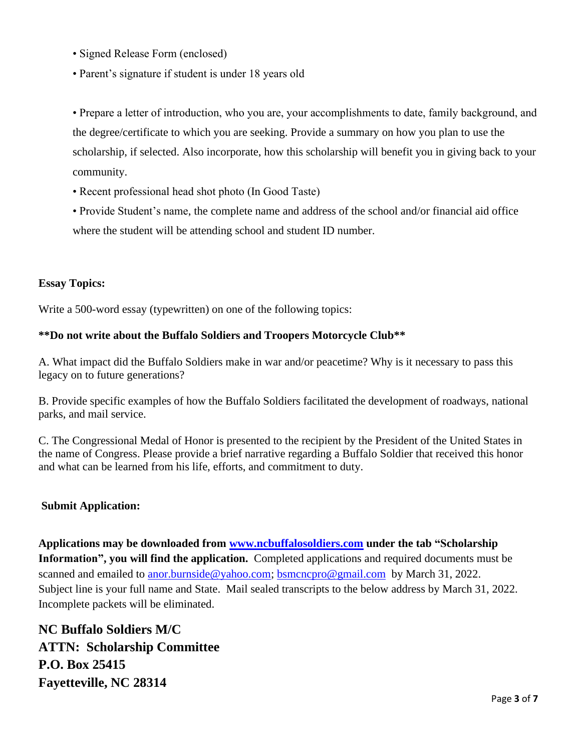- Signed Release Form (enclosed)
- Parent's signature if student is under 18 years old

- Prepare a letter of introduction, who you are, your accomplishments to date, family background, and the degree/certificate to which you are seeking. Provide a summary on how you plan to use the scholarship, if selected. Also incorporate, how this scholarship will benefit you in giving back to your community.
- Recent professional head shot photo (In Good Taste)
- Provide Student's name, the complete name and address of the school and/or financial aid office where the student will be attending school and student ID number.

**Essay Topics:**

Write a 500-word essay (typewritten) on one of the following topics:

**\*\*Do not write about the Buffalo Soldiers and Troopers Motorcycle Club\*\***

A. What impact did the Buffalo Soldiers make in war and/or peacetime? Why is it necessary to pass this legacy on to future generations?

B. Provide specific examples of how the Buffalo Soldiers facilitated the development of roadways, national parks, and mail service.

C. The Congressional Medal of Honor is presented to the recipient by the President of the United States in the name of Congress. Please provide a brief narrative regarding a Buffalo Soldier that received this honor and what can be learned from his life, efforts, and commitment to duty.

**Submit Application:**

**Applications may be downloaded from [www.ncbuffalosoldiers.com](http://www.ncbuffalosoldiers.com) under the tab "Scholarship Information", you will find the application.** Completed applications and required documents must be scanned and emailed to anor.burnside@yahoo.com; bsmcncpro@gmail.com by March 31, 2022. Subject line is your full name and State. Mail sealed transcripts to the below address by March 31, 2022. Incomplete packets will be eliminated.

**NC Buffalo Soldiers M/C**
**ATTN: Scholarship Committee**
**P.O. Box 25415**
**Fayetteville, NC 28314**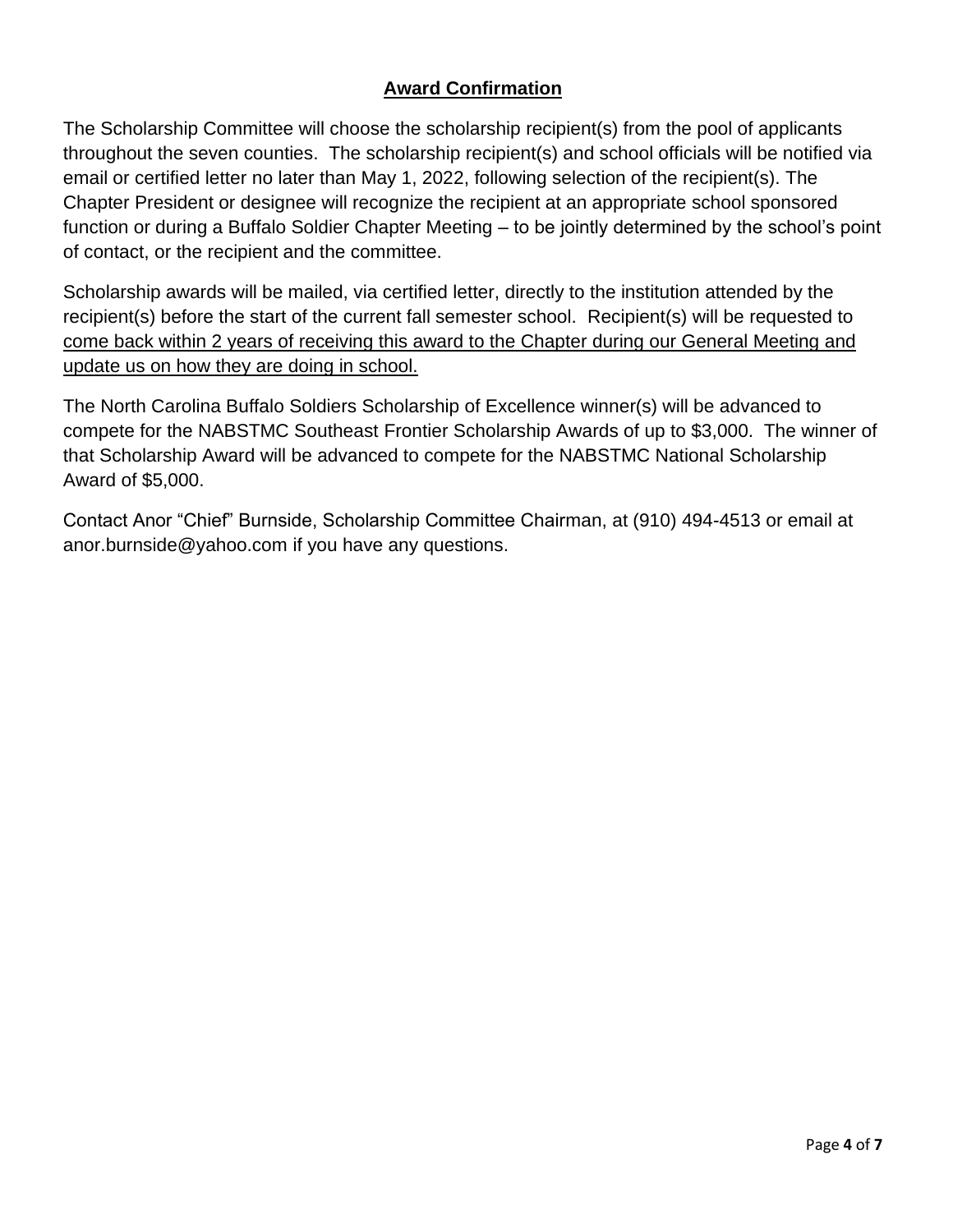## Award Confirmation

The Scholarship Committee will choose the scholarship recipient(s) from the pool of applicants throughout the seven counties. The scholarship recipient(s) and school officials will be notified via email or certified letter no later than May 1, 2022, following selection of the recipient(s). The Chapter President or designee will recognize the recipient at an appropriate school sponsored function or during a Buffalo Soldier Chapter Meeting – to be jointly determined by the school's point of contact, or the recipient and the committee.

Scholarship awards will be mailed, via certified letter, directly to the institution attended by the recipient(s) before the start of the current fall semester school. Recipient(s) will be requested to <u>come back within 2 years of receiving this award to the Chapter during our General Meeting and update us on how they are doing in school.</u>

The North Carolina Buffalo Soldiers Scholarship of Excellence winner(s) will be advanced to compete for the NABSTMC Southeast Frontier Scholarship Awards of up to $3,000. The winner of that Scholarship Award will be advanced to compete for the NABSTMC National Scholarship Award of $5,000.

Contact Anor "Chief" Burnside, Scholarship Committee Chairman, at (910) 494-4513 or email at anor.burnside@yahoo.com if you have any questions.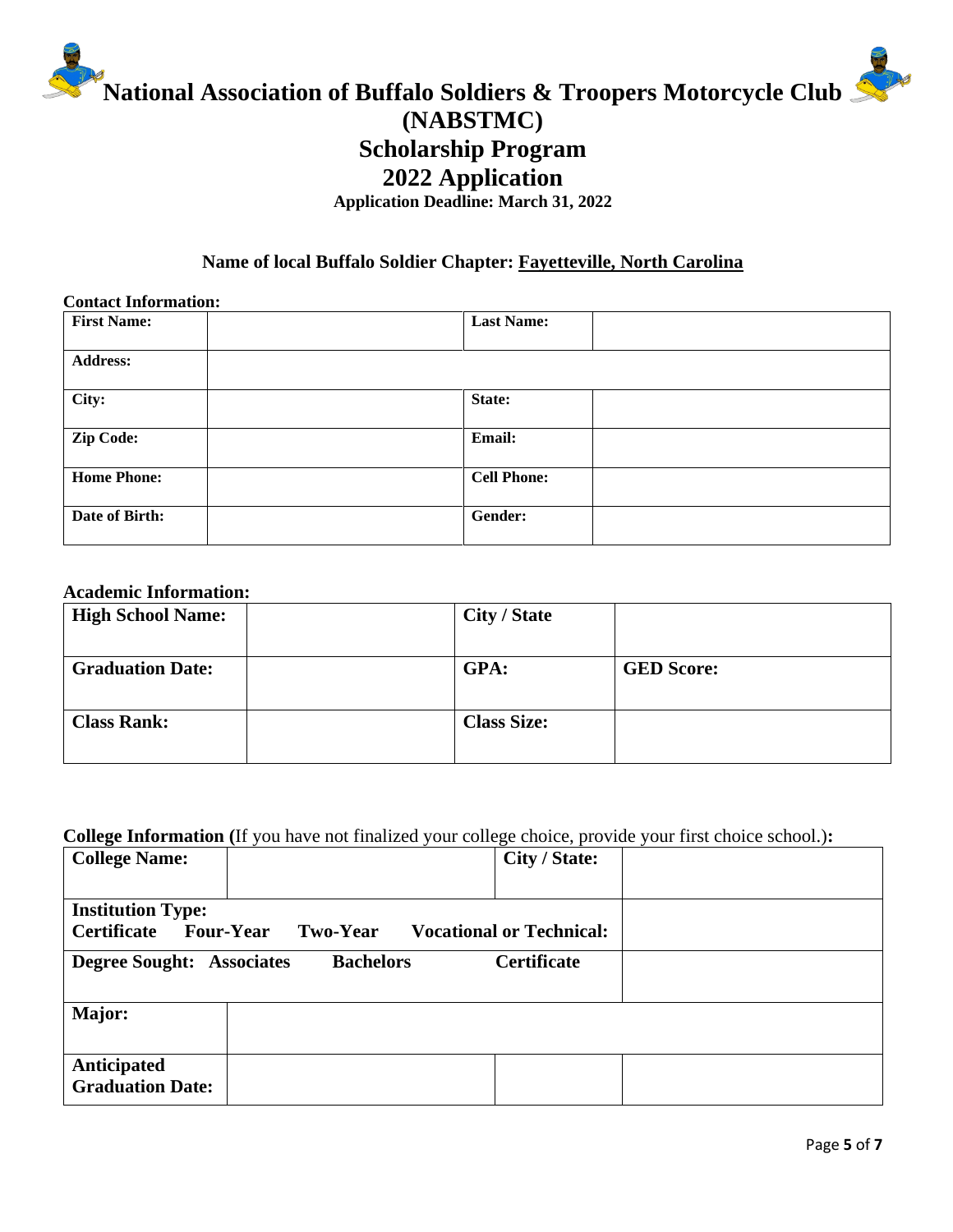# National Association of Buffalo Soldiers & Troopers Motorcycle Club (NABSTMC)

## Scholarship Program

## 2022 Application

**Application Deadline: March 31, 2022**

**Name of local Buffalo Soldier Chapter:** **Fayetteville, North Carolina**

**Contact Information:**

| **First Name:** | | **Last Name:** | |
|---|---|---|---|
| **Address:** | | | |
| **City:** | | **State:** | |
| **Zip Code:** | | **Email:** | |
| **Home Phone:** | | **Cell Phone:** | |
| **Date of Birth:** | | **Gender:** | |

**Academic Information:**

| **High School Name:** | | **City / State** | |
|---|---|---|---|
| **Graduation Date:** | | **GPA:** | **GED Score:** |
| **Class Rank:** | | **Class Size:** | |

**College Information (**If you have not finalized your college choice, provide your first choice school.)**:**

| **College Name:** | | **City / State:** | |
|---|---|---|---|
| **Institution Type:** **Certificate** **Four-Year** **Two-Year** **Vocational or Technical:** | | | |
| **Degree Sought:** **Associates** **Bachelors** **Certificate** | | | |
| **Major:** | | | |
| **Anticipated Graduation Date:** | | | |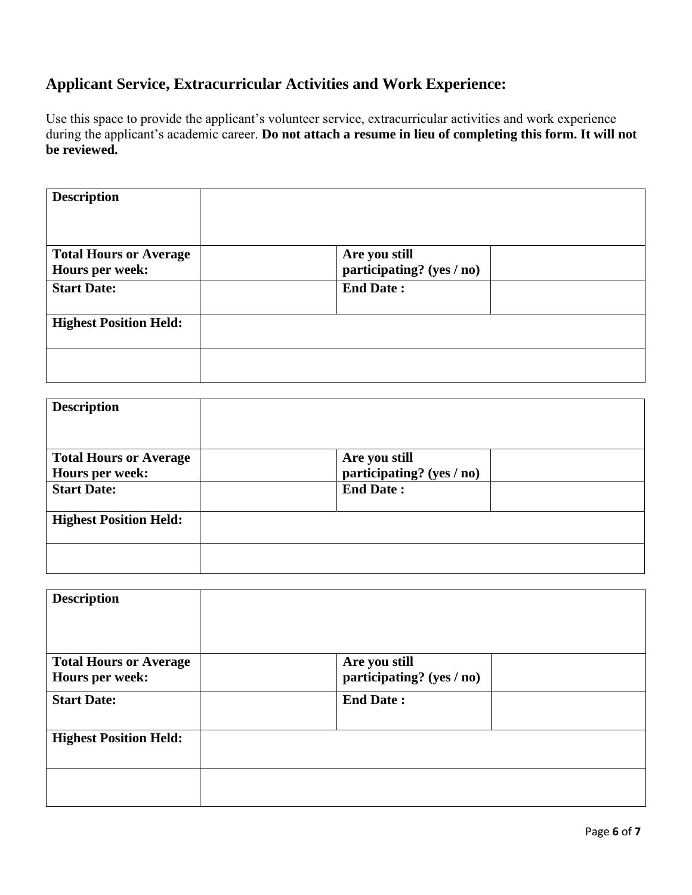## Applicant Service, Extracurricular Activities and Work Experience:

Use this space to provide the applicant's volunteer service, extracurricular activities and work experience during the applicant's academic career. **Do not attach a resume in lieu of completing this form. It will not be reviewed.**

| **Description** | | | |
|---|---|---|---|
| **Total Hours or Average Hours per week:** | | **Are you still participating? (yes / no)** | |
| **Start Date:** | | **End Date :** | |
| **Highest Position Held:** | | | |
| | | | |

| **Description** | | | |
|---|---|---|---|
| **Total Hours or Average Hours per week:** | | **Are you still participating? (yes / no)** | |
| **Start Date:** | | **End Date :** | |
| **Highest Position Held:** | | | |
| | | | |

| **Description** | | | |
|---|---|---|---|
| **Total Hours or Average Hours per week:** | | **Are you still participating? (yes / no)** | |
| **Start Date:** | | **End Date :** | |
| **Highest Position Held:** | | | |
| | | | |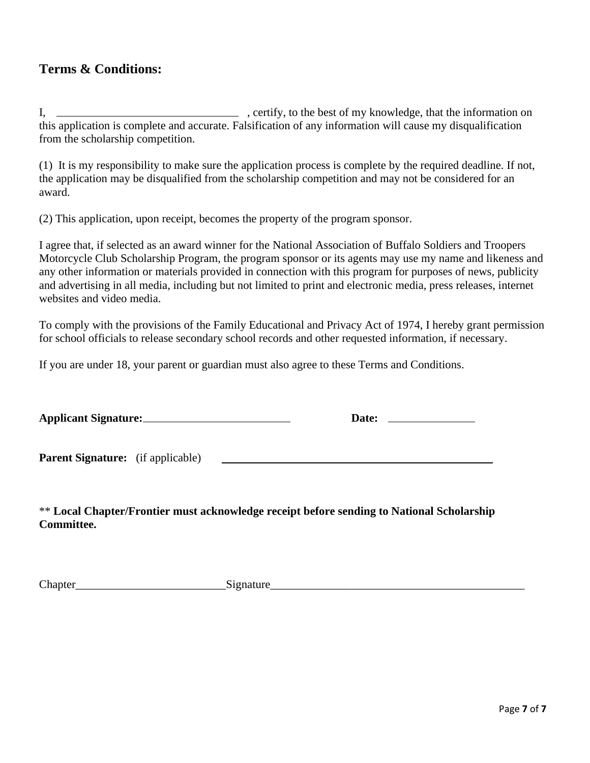## Terms & Conditions:

I, \_\_\_\_\_\_\_\_\_\_\_\_\_\_\_\_\_\_\_\_\_\_\_\_\_\_\_\_\_\_ , certify, to the best of my knowledge, that the information on this application is complete and accurate. Falsification of any information will cause my disqualification from the scholarship competition.

(1) It is my responsibility to make sure the application process is complete by the required deadline. If not, the application may be disqualified from the scholarship competition and may not be considered for an award.

(2) This application, upon receipt, becomes the property of the program sponsor.

I agree that, if selected as an award winner for the National Association of Buffalo Soldiers and Troopers Motorcycle Club Scholarship Program, the program sponsor or its agents may use my name and likeness and any other information or materials provided in connection with this program for purposes of news, publicity and advertising in all media, including but not limited to print and electronic media, press releases, internet websites and video media.

To comply with the provisions of the Family Educational and Privacy Act of 1974, I hereby grant permission for school officials to release secondary school records and other requested information, if necessary.

If you are under 18, your parent or guardian must also agree to these Terms and Conditions.

**Applicant Signature:**\_\_\_\_\_\_\_\_\_\_\_\_\_\_\_\_\_\_\_\_\_\_\_\_\_\_ **Date:** \_\_\_\_\_\_\_\_\_\_\_\_\_\_\_

**Parent Signature:** (if applicable) \_\_\_\_\_\_\_\_\_\_\_\_\_\_\_\_\_\_\_\_\_\_\_\_\_\_\_\_\_\_\_\_\_\_\_\_\_\_\_\_\_\_\_\_\_\_

** **Local Chapter/Frontier must acknowledge receipt before sending to National Scholarship Committee.**

Chapter\_\_\_\_\_\_\_\_\_\_\_\_\_\_\_\_\_\_\_\_\_\_\_\_\_\_Signature\_\_\_\_\_\_\_\_\_\_\_\_\_\_\_\_\_\_\_\_\_\_\_\_\_\_\_\_\_\_\_\_\_\_\_\_\_\_\_\_\_\_\_\_\_\_\_\_